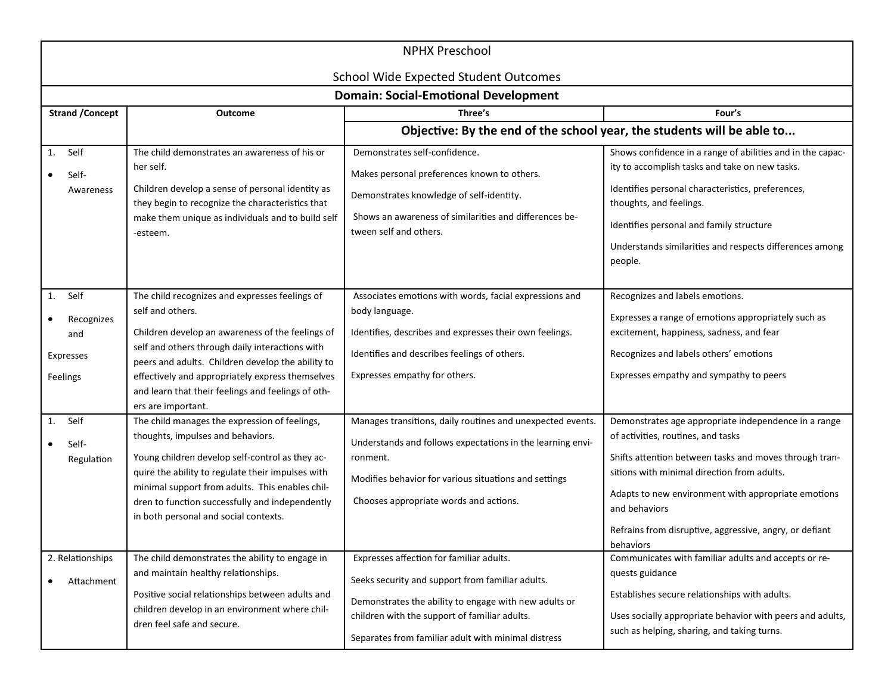# NPHX Preschool

## School Wide Expected Student Outcomes

### Domain: Social-Emotional Development

| Strand /Concept | Outcome | Three's | Four's |
|---|---|---|---|
| | | **Objective: By the end of the school year, the students will be able to...** | |
| 1. Self<br>• Self-Awareness | The child demonstrates an awareness of his or her self.<br><br>Children develop a sense of personal identity as they begin to recognize the characteristics that make them unique as individuals and to build self-esteem. | Demonstrates self-confidence.<br><br>Makes personal preferences known to others.<br><br>Demonstrates knowledge of self-identity.<br><br>Shows an awareness of similarities and differences between self and others. | Shows confidence in a range of abilities and in the capacity to accomplish tasks and take on new tasks.<br><br>Identifies personal characteristics, preferences, thoughts, and feelings.<br><br>Identifies personal and family structure<br><br>Understands similarities and respects differences among people. |
| 1. Self<br>• Recognizes and Expresses Feelings | The child recognizes and expresses feelings of self and others.<br><br>Children develop an awareness of the feelings of self and others through daily interactions with peers and adults. Children develop the ability to effectively and appropriately express themselves and learn that their feelings and feelings of others are important. | Associates emotions with words, facial expressions and body language.<br><br>Identifies, describes and expresses their own feelings.<br><br>Identifies and describes feelings of others.<br><br>Expresses empathy for others. | Recognizes and labels emotions.<br><br>Expresses a range of emotions appropriately such as excitement, happiness, sadness, and fear<br><br>Recognizes and labels others' emotions<br><br>Expresses empathy and sympathy to peers |
| 1. Self<br>• Self-Regulation | The child manages the expression of feelings, thoughts, impulses and behaviors.<br><br>Young children develop self-control as they acquire the ability to regulate their impulses with minimal support from adults. This enables children to function successfully and independently in both personal and social contexts. | Manages transitions, daily routines and unexpected events.<br><br>Understands and follows expectations in the learning environment.<br><br>Modifies behavior for various situations and settings<br><br>Chooses appropriate words and actions. | Demonstrates age appropriate independence in a range of activities, routines, and tasks<br><br>Shifts attention between tasks and moves through transitions with minimal direction from adults.<br><br>Adapts to new environment with appropriate emotions and behaviors<br><br>Refrains from disruptive, aggressive, angry, or defiant behaviors |
| 2. Relationships<br>• Attachment | The child demonstrates the ability to engage in and maintain healthy relationships.<br><br>Positive social relationships between adults and children develop in an environment where children feel safe and secure. | Expresses affection for familiar adults.<br><br>Seeks security and support from familiar adults.<br><br>Demonstrates the ability to engage with new adults or children with the support of familiar adults.<br><br>Separates from familiar adult with minimal distress | Communicates with familiar adults and accepts or requests guidance<br><br>Establishes secure relationships with adults.<br><br>Uses socially appropriate behavior with peers and adults, such as helping, sharing, and taking turns. |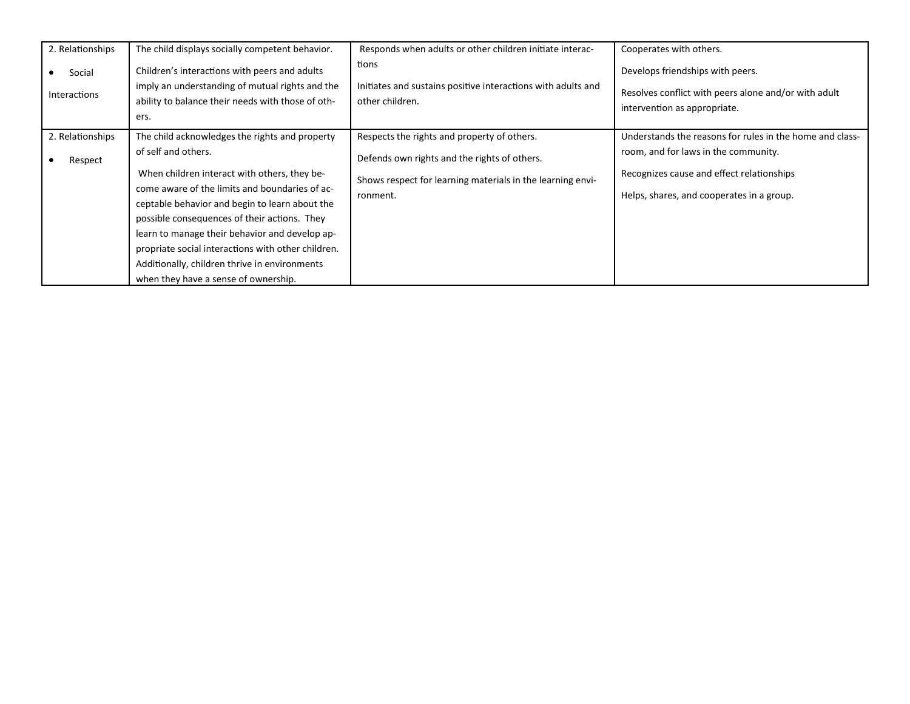| 2. Relationships • Social Interactions | The child displays socially competent behavior. Children's interactions with peers and adults imply an understanding of mutual rights and the ability to balance their needs with those of others. | Responds when adults or other children initiate interactions<br><br>Initiates and sustains positive interactions with adults and other children. | Cooperates with others.<br><br>Develops friendships with peers.<br><br>Resolves conflict with peers alone and/or with adult intervention as appropriate. |
|---|---|---|---|
| 2. Relationships • Respect | The child acknowledges the rights and property of self and others.<br><br>When children interact with others, they become aware of the limits and boundaries of acceptable behavior and begin to learn about the possible consequences of their actions. They learn to manage their behavior and develop appropriate social interactions with other children. Additionally, children thrive in environments when they have a sense of ownership. | Respects the rights and property of others.<br><br>Defends own rights and the rights of others.<br><br>Shows respect for learning materials in the learning environment. | Understands the reasons for rules in the home and classroom, and for laws in the community.<br><br>Recognizes cause and effect relationships<br><br>Helps, shares, and cooperates in a group. |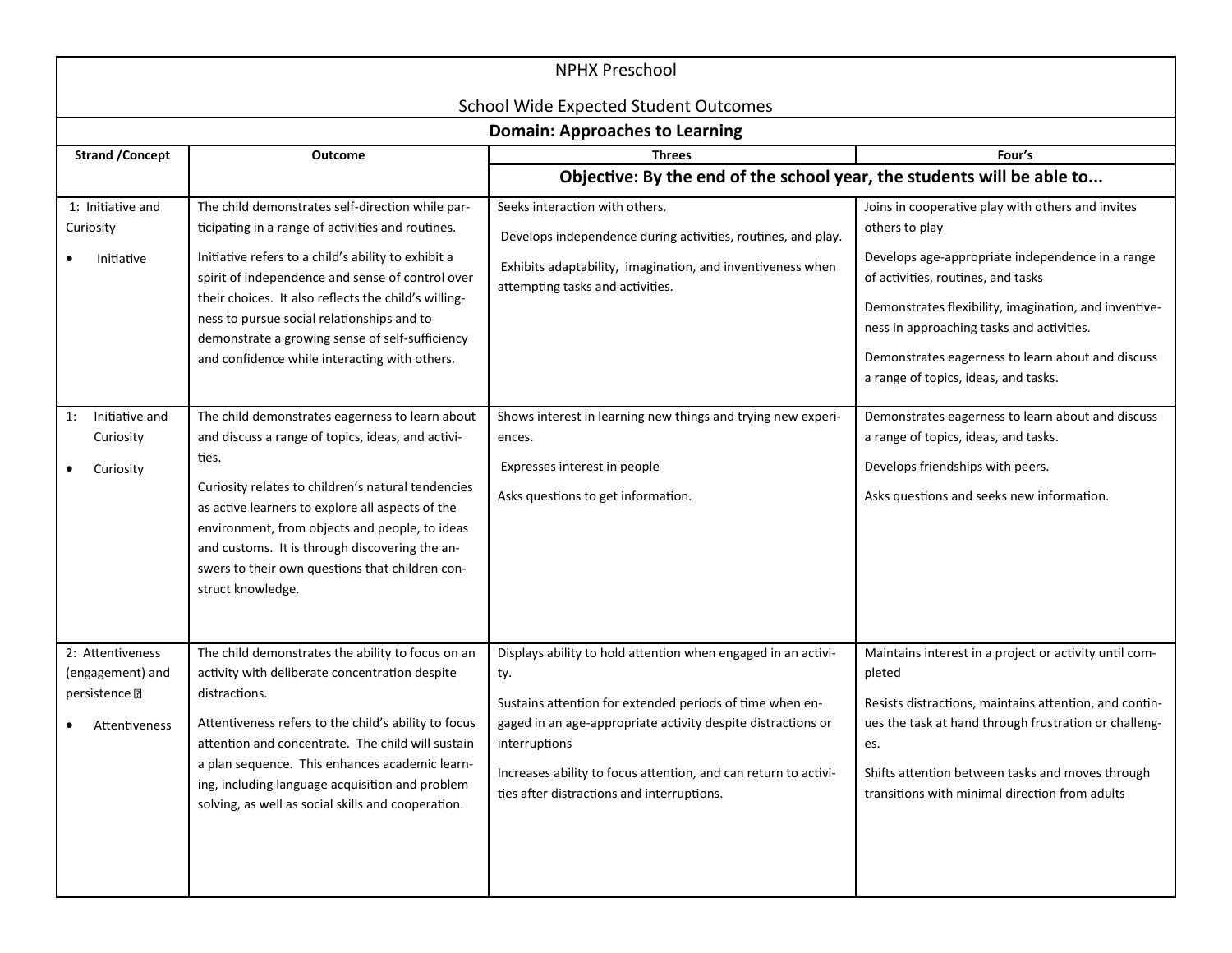NPHX Preschool

School Wide Expected Student Outcomes

| Domain: Approaches to Learning | | | |
|---|---|---|---|
| **Strand /Concept** | **Outcome** | **Threes** | **Four's** |
| | | **Objective: By the end of the school year, the students will be able to...** | |
| 1: Initiative and Curiosity<br>• Initiative | The child demonstrates self-direction while participating in a range of activities and routines.<br>Initiative refers to a child's ability to exhibit a spirit of independence and sense of control over their choices. It also reflects the child's willingness to pursue social relationships and to demonstrate a growing sense of self-sufficiency and confidence while interacting with others. | Seeks interaction with others.<br>Develops independence during activities, routines, and play.<br>Exhibits adaptability, imagination, and inventiveness when attempting tasks and activities. | Joins in cooperative play with others and invites others to play<br>Develops age-appropriate independence in a range of activities, routines, and tasks<br>Demonstrates flexibility, imagination, and inventiveness in approaching tasks and activities.<br>Demonstrates eagerness to learn about and discuss a range of topics, ideas, and tasks. |
| 1: Initiative and Curiosity<br>• Curiosity | The child demonstrates eagerness to learn about and discuss a range of topics, ideas, and activities.<br>Curiosity relates to children's natural tendencies as active learners to explore all aspects of the environment, from objects and people, to ideas and customs. It is through discovering the answers to their own questions that children construct knowledge. | Shows interest in learning new things and trying new experiences.<br>Expresses interest in people<br>Asks questions to get information. | Demonstrates eagerness to learn about and discuss a range of topics, ideas, and tasks.<br>Develops friendships with peers.<br>Asks questions and seeks new information. |
| 2: Attentiveness (engagement) and persistence<br>• Attentiveness | The child demonstrates the ability to focus on an activity with deliberate concentration despite distractions.<br>Attentiveness refers to the child's ability to focus attention and concentrate. The child will sustain a plan sequence. This enhances academic learning, including language acquisition and problem solving, as well as social skills and cooperation. | Displays ability to hold attention when engaged in an activity.<br>Sustains attention for extended periods of time when engaged in an age-appropriate activity despite distractions or interruptions<br>Increases ability to focus attention, and can return to activities after distractions and interruptions. | Maintains interest in a project or activity until completed<br>Resists distractions, maintains attention, and continues the task at hand through frustration or challenges.<br>Shifts attention between tasks and moves through transitions with minimal direction from adults |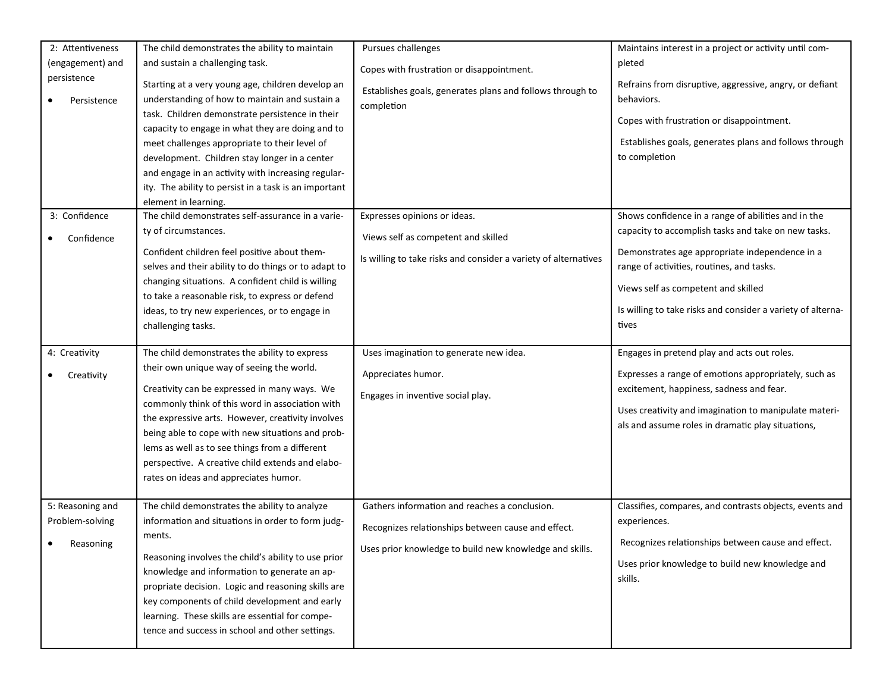| 2: Attentiveness (engagement) and persistence<br><br>• Persistence | The child demonstrates the ability to maintain and sustain a challenging task.<br><br>Starting at a very young age, children develop an understanding of how to maintain and sustain a task. Children demonstrate persistence in their capacity to engage in what they are doing and to meet challenges appropriate to their level of development. Children stay longer in a center and engage in an activity with increasing regularity. The ability to persist in a task is an important element in learning. | Pursues challenges<br><br>Copes with frustration or disappointment.<br><br>Establishes goals, generates plans and follows through to completion | Maintains interest in a project or activity until completed<br><br>Refrains from disruptive, aggressive, angry, or defiant behaviors.<br><br>Copes with frustration or disappointment.<br><br>Establishes goals, generates plans and follows through to completion |
|---|---|---|---|
| 3: Confidence<br><br>• Confidence | The child demonstrates self-assurance in a variety of circumstances.<br><br>Confident children feel positive about themselves and their ability to do things or to adapt to changing situations. A confident child is willing to take a reasonable risk, to express or defend ideas, to try new experiences, or to engage in challenging tasks. | Expresses opinions or ideas.<br><br>Views self as competent and skilled<br><br>Is willing to take risks and consider a variety of alternatives | Shows confidence in a range of abilities and in the capacity to accomplish tasks and take on new tasks.<br><br>Demonstrates age appropriate independence in a range of activities, routines, and tasks.<br><br>Views self as competent and skilled<br><br>Is willing to take risks and consider a variety of alternatives |
| 4: Creativity<br><br>• Creativity | The child demonstrates the ability to express their own unique way of seeing the world.<br><br>Creativity can be expressed in many ways. We commonly think of this word in association with the expressive arts. However, creativity involves being able to cope with new situations and problems as well as to see things from a different perspective. A creative child extends and elaborates on ideas and appreciates humor. | Uses imagination to generate new idea.<br><br>Appreciates humor.<br><br>Engages in inventive social play. | Engages in pretend play and acts out roles.<br><br>Expresses a range of emotions appropriately, such as excitement, happiness, sadness and fear.<br><br>Uses creativity and imagination to manipulate materials and assume roles in dramatic play situations, |
| 5: Reasoning and Problem-solving<br><br>• Reasoning | The child demonstrates the ability to analyze information and situations in order to form judgments.<br><br>Reasoning involves the child's ability to use prior knowledge and information to generate an appropriate decision. Logic and reasoning skills are key components of child development and early learning. These skills are essential for competence and success in school and other settings. | Gathers information and reaches a conclusion.<br><br>Recognizes relationships between cause and effect.<br><br>Uses prior knowledge to build new knowledge and skills. | Classifies, compares, and contrasts objects, events and experiences.<br><br>Recognizes relationships between cause and effect.<br><br>Uses prior knowledge to build new knowledge and skills. |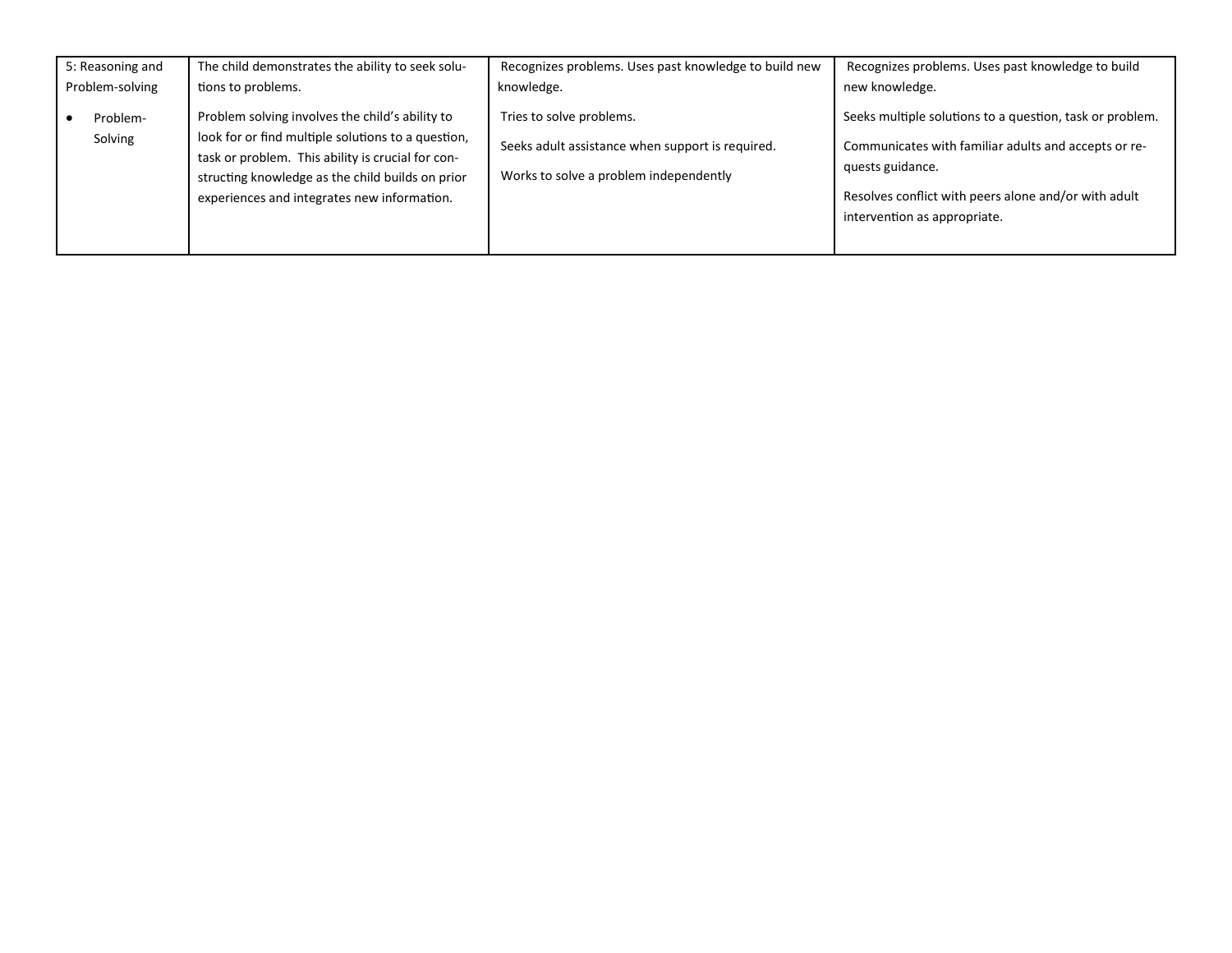| 5: Reasoning and Problem-solving<br>• Problem-Solving | The child demonstrates the ability to seek solutions to problems.<br><br>Problem solving involves the child's ability to look for or find multiple solutions to a question, task or problem. This ability is crucial for constructing knowledge as the child builds on prior experiences and integrates new information. | Recognizes problems. Uses past knowledge to build new knowledge.<br><br>Tries to solve problems.<br><br>Seeks adult assistance when support is required.<br><br>Works to solve a problem independently | Recognizes problems. Uses past knowledge to build new knowledge.<br><br>Seeks multiple solutions to a question, task or problem.<br><br>Communicates with familiar adults and accepts or requests guidance.<br><br>Resolves conflict with peers alone and/or with adult intervention as appropriate. |
|---|---|---|---|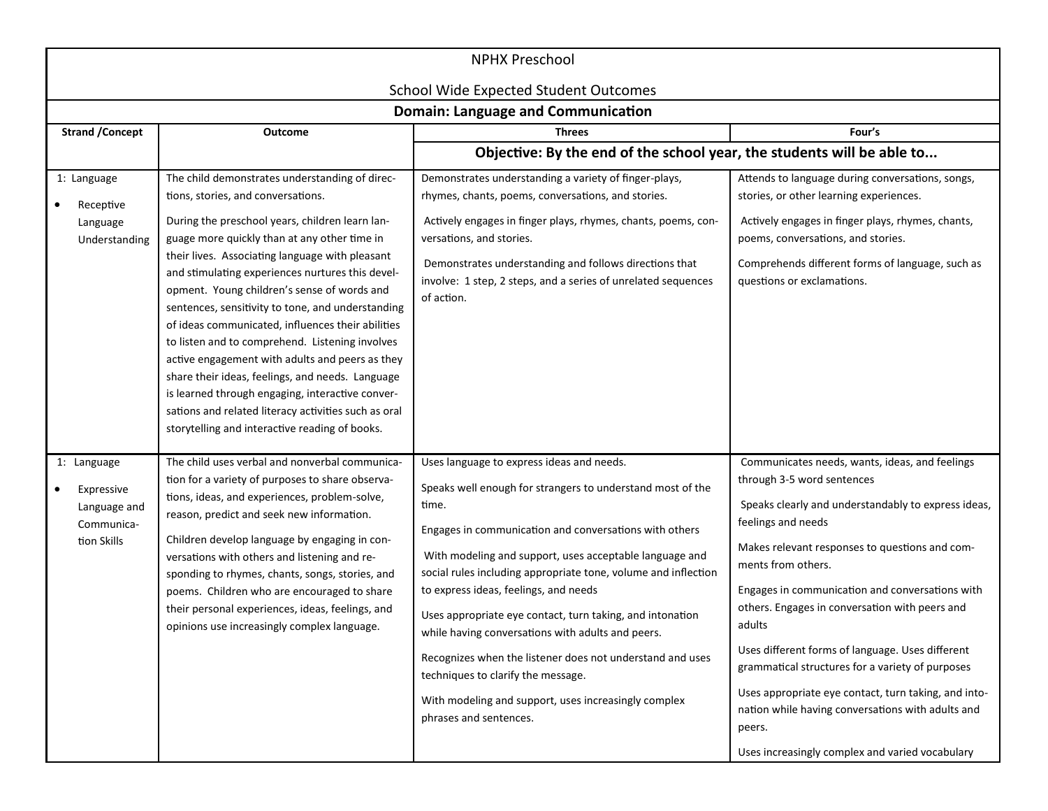NPHX Preschool

School Wide Expected Student Outcomes

**Domain: Language and Communication**

| Strand /Concept | Outcome | Threes | Four's |
|---|---|---|---|
| | | **Objective: By the end of the school year, the students will be able to...** | |
| 1: Language<br>• Receptive Language Understanding | The child demonstrates understanding of directions, stories, and conversations.<br><br>During the preschool years, children learn language more quickly than at any other time in their lives. Associating language with pleasant and stimulating experiences nurtures this development. Young children's sense of words and sentences, sensitivity to tone, and understanding of ideas communicated, influences their abilities to listen and to comprehend. Listening involves active engagement with adults and peers as they share their ideas, feelings, and needs. Language is learned through engaging, interactive conversations and related literacy activities such as oral storytelling and interactive reading of books. | Demonstrates understanding a variety of finger-plays, rhymes, chants, poems, conversations, and stories.<br><br>Actively engages in finger plays, rhymes, chants, poems, conversations, and stories.<br><br>Demonstrates understanding and follows directions that involve: 1 step, 2 steps, and a series of unrelated sequences of action. | Attends to language during conversations, songs, stories, or other learning experiences.<br><br>Actively engages in finger plays, rhymes, chants, poems, conversations, and stories.<br><br>Comprehends different forms of language, such as questions or exclamations. |
| 1: Language<br>• Expressive Language and Communication Skills | The child uses verbal and nonverbal communication for a variety of purposes to share observations, ideas, and experiences, problem-solve, reason, predict and seek new information.<br><br>Children develop language by engaging in conversations with others and listening and responding to rhymes, chants, songs, stories, and poems. Children who are encouraged to share their personal experiences, ideas, feelings, and opinions use increasingly complex language. | Uses language to express ideas and needs.<br><br>Speaks well enough for strangers to understand most of the time.<br><br>Engages in communication and conversations with others<br><br>With modeling and support, uses acceptable language and social rules including appropriate tone, volume and inflection to express ideas, feelings, and needs<br><br>Uses appropriate eye contact, turn taking, and intonation while having conversations with adults and peers.<br><br>Recognizes when the listener does not understand and uses techniques to clarify the message.<br><br>With modeling and support, uses increasingly complex phrases and sentences. | Communicates needs, wants, ideas, and feelings through 3-5 word sentences<br><br>Speaks clearly and understandably to express ideas, feelings and needs<br><br>Makes relevant responses to questions and comments from others.<br><br>Engages in communication and conversations with others. Engages in conversation with peers and adults<br><br>Uses different forms of language. Uses different grammatical structures for a variety of purposes<br><br>Uses appropriate eye contact, turn taking, and intonation while having conversations with adults and peers.<br><br>Uses increasingly complex and varied vocabulary |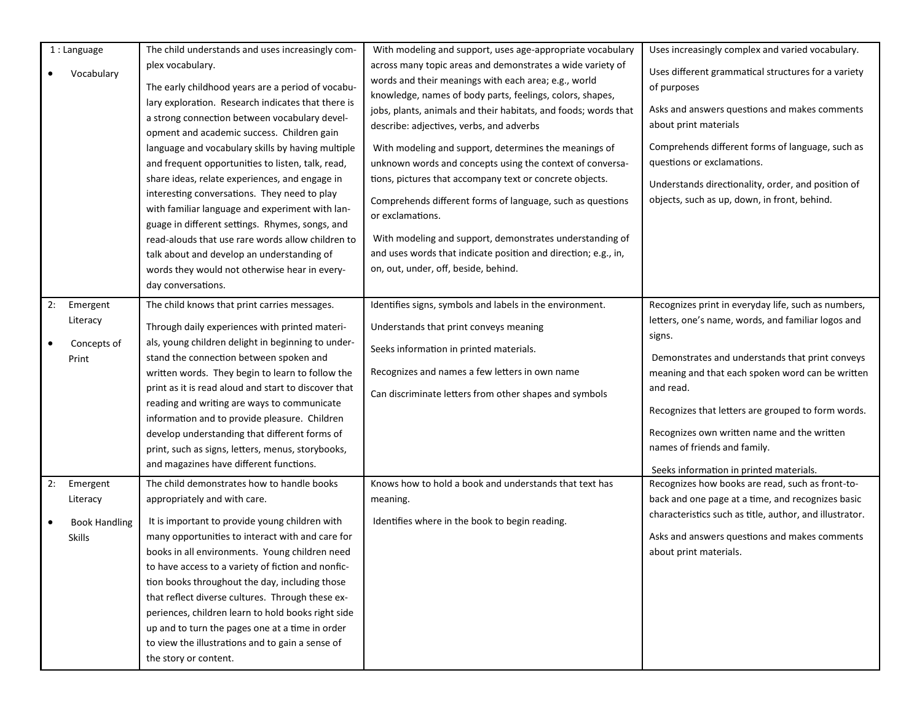| | | | |
|---|---|---|---|
| 1 : Language<br><br>• Vocabulary | The child understands and uses increasingly complex vocabulary.<br><br>The early childhood years are a period of vocabulary exploration. Research indicates that there is a strong connection between vocabulary development and academic success. Children gain language and vocabulary skills by having multiple and frequent opportunities to listen, talk, read, share ideas, relate experiences, and engage in interesting conversations. They need to play with familiar language and experiment with language in different settings. Rhymes, songs, and read-alouds that use rare words allow children to talk about and develop an understanding of words they would not otherwise hear in everyday conversations. | With modeling and support, uses age-appropriate vocabulary across many topic areas and demonstrates a wide variety of words and their meanings with each area; e.g., world knowledge, names of body parts, feelings, colors, shapes, jobs, plants, animals and their habitats, and foods; words that describe: adjectives, verbs, and adverbs<br><br>With modeling and support, determines the meanings of unknown words and concepts using the context of conversations, pictures that accompany text or concrete objects.<br><br>Comprehends different forms of language, such as questions or exclamations.<br><br>With modeling and support, demonstrates understanding of and uses words that indicate position and direction; e.g., in, on, out, under, off, beside, behind. | Uses increasingly complex and varied vocabulary.<br><br>Uses different grammatical structures for a variety of purposes<br><br>Asks and answers questions and makes comments about print materials<br><br>Comprehends different forms of language, such as questions or exclamations.<br><br>Understands directionality, order, and position of objects, such as up, down, in front, behind. |
| 2: Emergent Literacy<br><br>• Concepts of Print | The child knows that print carries messages.<br><br>Through daily experiences with printed materials, young children delight in beginning to understand the connection between spoken and written words. They begin to learn to follow the print as it is read aloud and start to discover that reading and writing are ways to communicate information and to provide pleasure. Children develop understanding that different forms of print, such as signs, letters, menus, storybooks, and magazines have different functions. | Identifies signs, symbols and labels in the environment.<br><br>Understands that print conveys meaning<br><br>Seeks information in printed materials.<br><br>Recognizes and names a few letters in own name<br><br>Can discriminate letters from other shapes and symbols | Recognizes print in everyday life, such as numbers, letters, one's name, words, and familiar logos and signs.<br><br>Demonstrates and understands that print conveys meaning and that each spoken word can be written and read.<br><br>Recognizes that letters are grouped to form words.<br><br>Recognizes own written name and the written names of friends and family.<br><br>Seeks information in printed materials. |
| 2: Emergent Literacy<br><br>• Book Handling Skills | The child demonstrates how to handle books appropriately and with care.<br><br>It is important to provide young children with many opportunities to interact with and care for books in all environments. Young children need to have access to a variety of fiction and nonfiction books throughout the day, including those that reflect diverse cultures. Through these experiences, children learn to hold books right side up and to turn the pages one at a time in order to view the illustrations and to gain a sense of the story or content. | Knows how to hold a book and understands that text has meaning.<br><br>Identifies where in the book to begin reading. | Recognizes how books are read, such as front-to-back and one page at a time, and recognizes basic characteristics such as title, author, and illustrator.<br><br>Asks and answers questions and makes comments about print materials. |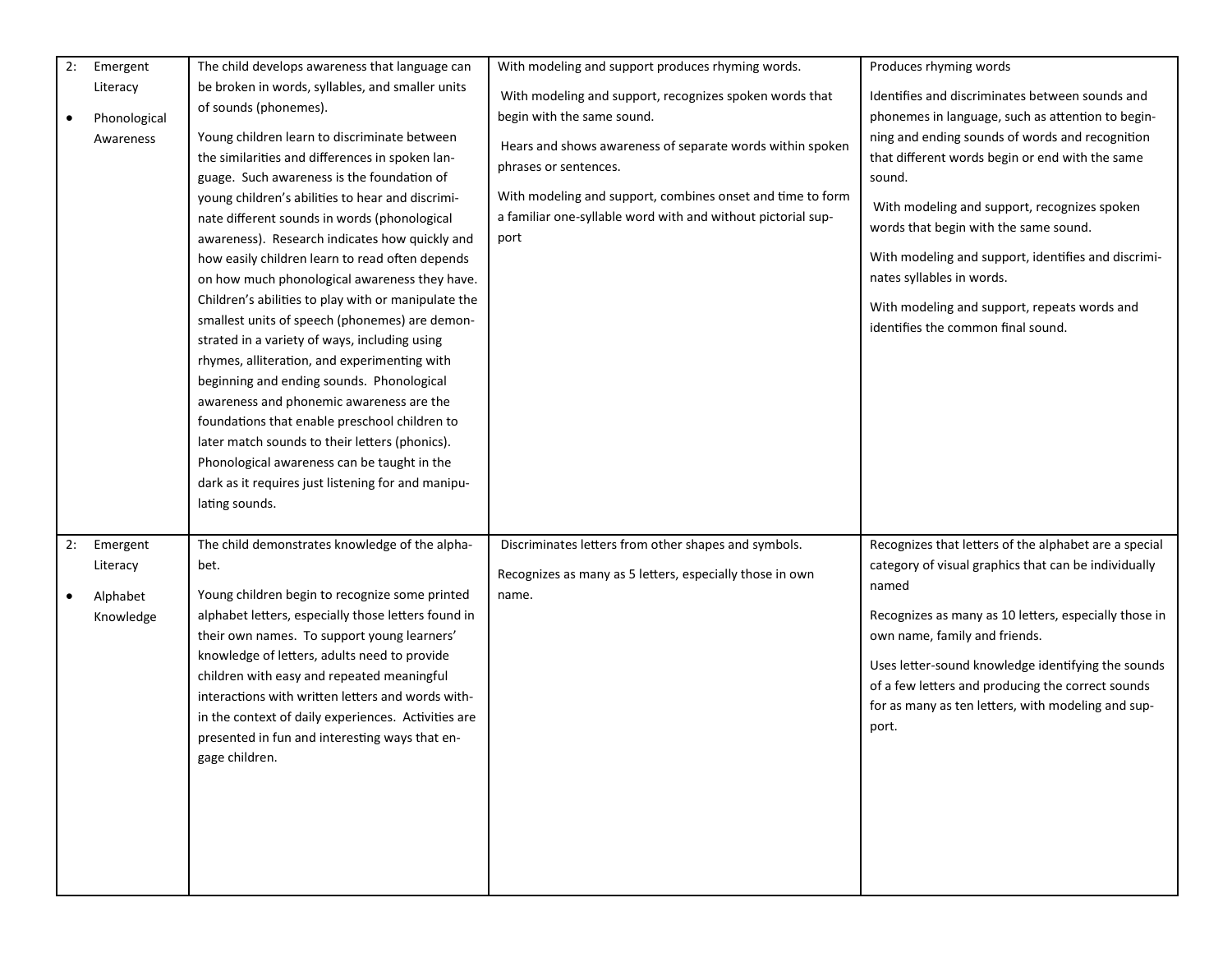| 2: Emergent Literacy<br>• Phonological Awareness | The child develops awareness that language can be broken in words, syllables, and smaller units of sounds (phonemes).<br><br>Young children learn to discriminate between the similarities and differences in spoken language. Such awareness is the foundation of young children's abilities to hear and discriminate different sounds in words (phonological awareness). Research indicates how quickly and how easily children learn to read often depends on how much phonological awareness they have. Children's abilities to play with or manipulate the smallest units of speech (phonemes) are demonstrated in a variety of ways, including using rhymes, alliteration, and experimenting with beginning and ending sounds. Phonological awareness and phonemic awareness are the foundations that enable preschool children to later match sounds to their letters (phonics). Phonological awareness can be taught in the dark as it requires just listening for and manipulating sounds. | With modeling and support produces rhyming words.<br><br>With modeling and support, recognizes spoken words that begin with the same sound.<br><br>Hears and shows awareness of separate words within spoken phrases or sentences.<br><br>With modeling and support, combines onset and time to form a familiar one-syllable word with and without pictorial support | Produces rhyming words<br><br>Identifies and discriminates between sounds and phonemes in language, such as attention to beginning and ending sounds of words and recognition that different words begin or end with the same sound.<br><br>With modeling and support, recognizes spoken words that begin with the same sound.<br><br>With modeling and support, identifies and discriminates syllables in words.<br><br>With modeling and support, repeats words and identifies the common final sound. |
|---|---|---|---|
| 2: Emergent Literacy<br>• Alphabet Knowledge | The child demonstrates knowledge of the alphabet.<br><br>Young children begin to recognize some printed alphabet letters, especially those letters found in their own names. To support young learners' knowledge of letters, adults need to provide children with easy and repeated meaningful interactions with written letters and words within the context of daily experiences. Activities are presented in fun and interesting ways that engage children. | Discriminates letters from other shapes and symbols.<br><br>Recognizes as many as 5 letters, especially those in own name. | Recognizes that letters of the alphabet are a special category of visual graphics that can be individually named<br><br>Recognizes as many as 10 letters, especially those in own name, family and friends.<br><br>Uses letter-sound knowledge identifying the sounds of a few letters and producing the correct sounds for as many as ten letters, with modeling and support. |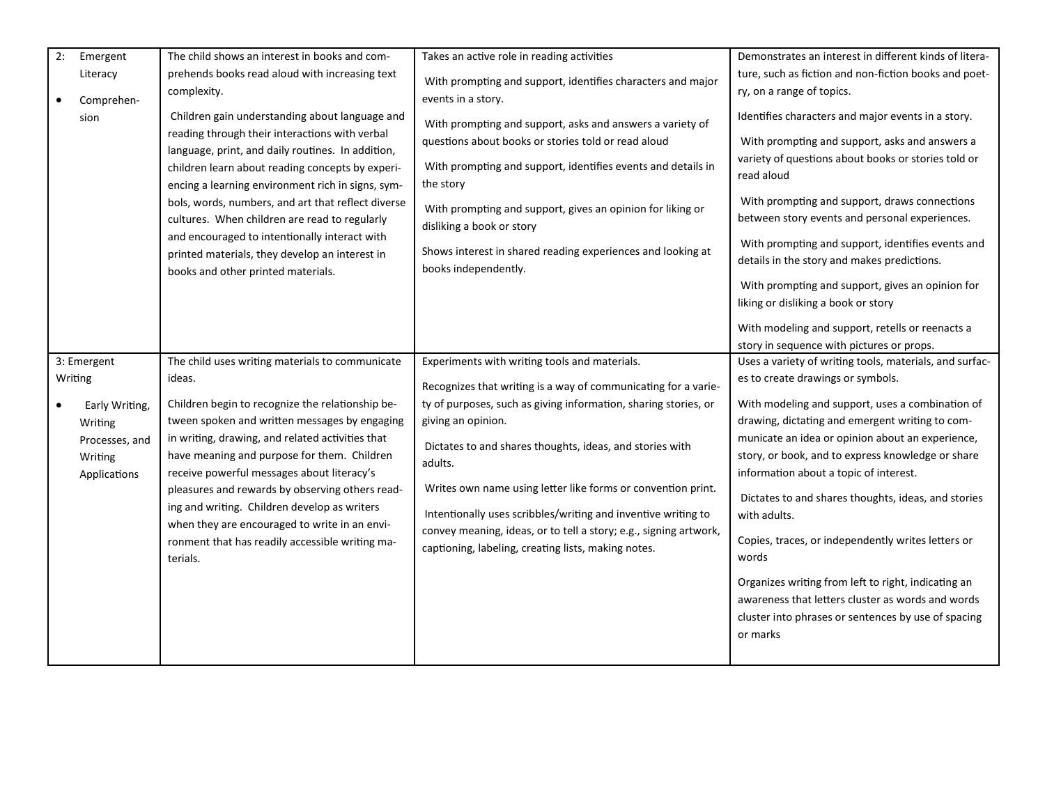| | | | |
|---|---|---|---|
| 2: Emergent Literacy<br>• Comprehension | The child shows an interest in books and comprehends books read aloud with increasing text complexity.<br><br>Children gain understanding about language and reading through their interactions with verbal language, print, and daily routines. In addition, children learn about reading concepts by experiencing a learning environment rich in signs, symbols, words, numbers, and art that reflect diverse cultures. When children are read to regularly and encouraged to intentionally interact with printed materials, they develop an interest in books and other printed materials. | Takes an active role in reading activities<br><br>With prompting and support, identifies characters and major events in a story.<br><br>With prompting and support, asks and answers a variety of questions about books or stories told or read aloud<br><br>With prompting and support, identifies events and details in the story<br><br>With prompting and support, gives an opinion for liking or disliking a book or story<br><br>Shows interest in shared reading experiences and looking at books independently. | Demonstrates an interest in different kinds of literature, such as fiction and non-fiction books and poetry, on a range of topics.<br><br>Identifies characters and major events in a story.<br><br>With prompting and support, asks and answers a variety of questions about books or stories told or read aloud<br><br>With prompting and support, draws connections between story events and personal experiences.<br><br>With prompting and support, identifies events and details in the story and makes predictions.<br><br>With prompting and support, gives an opinion for liking or disliking a book or story<br><br>With modeling and support, retells or reenacts a story in sequence with pictures or props. |
| 3: Emergent Writing<br>• Early Writing, Writing Processes, and Writing Applications | The child uses writing materials to communicate ideas.<br><br>Children begin to recognize the relationship between spoken and written messages by engaging in writing, drawing, and related activities that have meaning and purpose for them. Children receive powerful messages about literacy's pleasures and rewards by observing others reading and writing. Children develop as writers when they are encouraged to write in an environment that has readily accessible writing materials. | Experiments with writing tools and materials.<br><br>Recognizes that writing is a way of communicating for a variety of purposes, such as giving information, sharing stories, or giving an opinion.<br><br>Dictates to and shares thoughts, ideas, and stories with adults.<br><br>Writes own name using letter like forms or convention print.<br><br>Intentionally uses scribbles/writing and inventive writing to convey meaning, ideas, or to tell a story; e.g., signing artwork, captioning, labeling, creating lists, making notes. | Uses a variety of writing tools, materials, and surfaces to create drawings or symbols.<br><br>With modeling and support, uses a combination of drawing, dictating and emergent writing to communicate an idea or opinion about an experience, story, or book, and to express knowledge or share information about a topic of interest.<br><br>Dictates to and shares thoughts, ideas, and stories with adults.<br><br>Copies, traces, or independently writes letters or words<br><br>Organizes writing from left to right, indicating an awareness that letters cluster as words and words cluster into phrases or sentences by use of spacing or marks |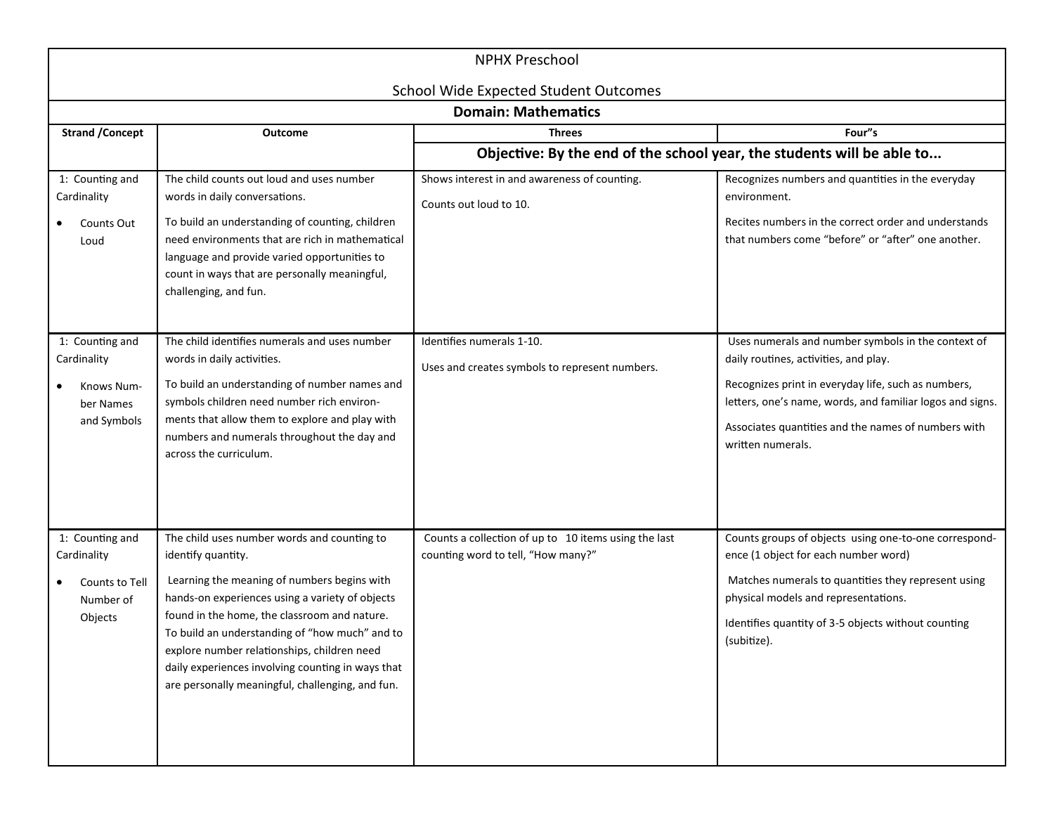NPHX Preschool

School Wide Expected Student Outcomes

**Domain: Mathematics**

| Strand /Concept | Outcome | Threes | Four"s |
|---|---|---|---|
| | | **Objective: By the end of the school year, the students will be able to...** | |
| 1: Counting and Cardinality<br>• Counts Out Loud | The child counts out loud and uses number words in daily conversations.<br>To build an understanding of counting, children need environments that are rich in mathematical language and provide varied opportunities to count in ways that are personally meaningful, challenging, and fun. | Shows interest in and awareness of counting.<br>Counts out loud to 10. | Recognizes numbers and quantities in the everyday environment.<br>Recites numbers in the correct order and understands that numbers come "before" or "after" one another. |
| 1: Counting and Cardinality<br>• Knows Number Names and Symbols | The child identifies numerals and uses number words in daily activities.<br>To build an understanding of number names and symbols children need number rich environments that allow them to explore and play with numbers and numerals throughout the day and across the curriculum. | Identifies numerals 1-10.<br>Uses and creates symbols to represent numbers. | Uses numerals and number symbols in the context of daily routines, activities, and play.<br>Recognizes print in everyday life, such as numbers, letters, one's name, words, and familiar logos and signs.<br>Associates quantities and the names of numbers with written numerals. |
| 1: Counting and Cardinality<br>• Counts to Tell Number of Objects | The child uses number words and counting to identify quantity.<br>Learning the meaning of numbers begins with hands-on experiences using a variety of objects found in the home, the classroom and nature. To build an understanding of "how much" and to explore number relationships, children need daily experiences involving counting in ways that are personally meaningful, challenging, and fun. | Counts a collection of up to 10 items using the last counting word to tell, "How many?" | Counts groups of objects using one-to-one correspondence (1 object for each number word)<br>Matches numerals to quantities they represent using physical models and representations.<br>Identifies quantity of 3-5 objects without counting (subitize). |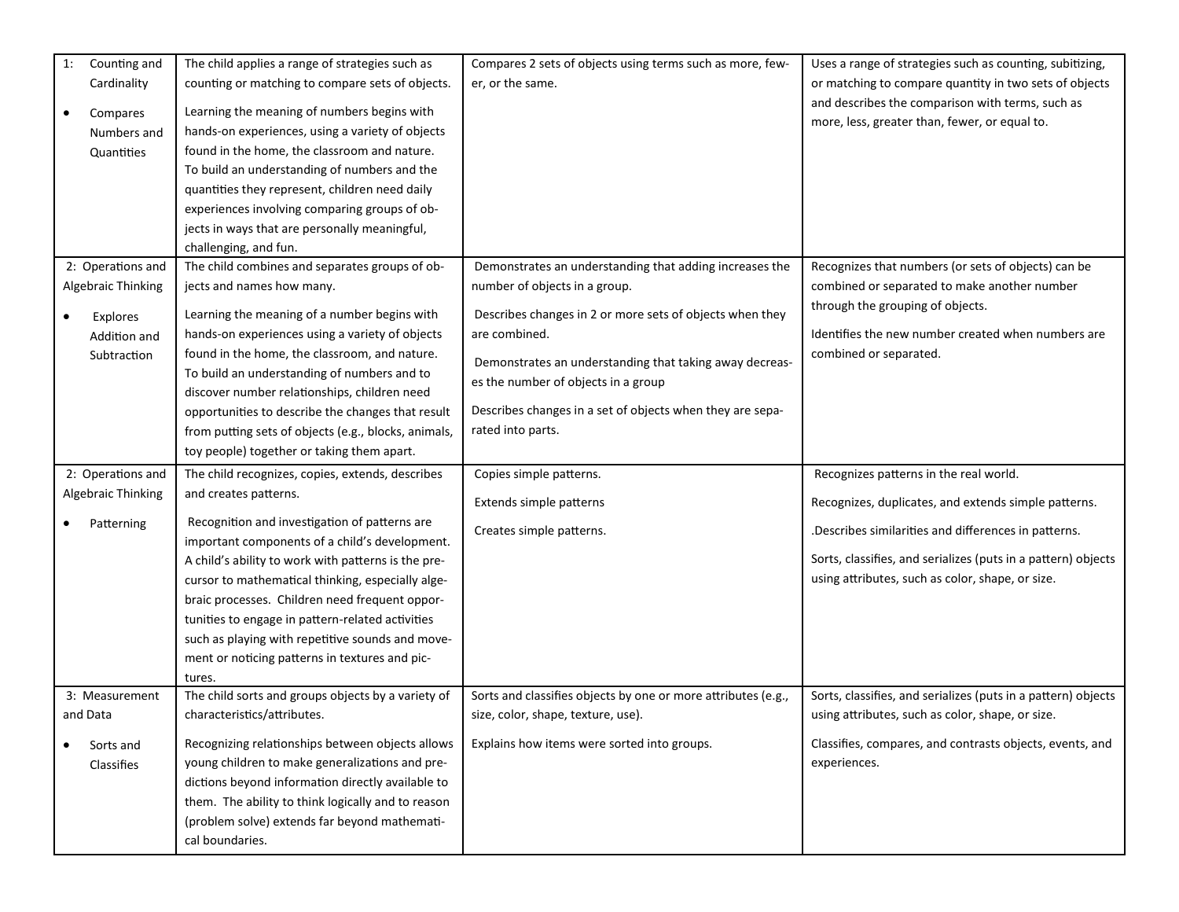| | | | |
|---|---|---|---|
| 1: Counting and Cardinality<br>• Compares Numbers and Quantities | The child applies a range of strategies such as counting or matching to compare sets of objects.<br><br>Learning the meaning of numbers begins with hands-on experiences, using a variety of objects found in the home, the classroom and nature. To build an understanding of numbers and the quantities they represent, children need daily experiences involving comparing groups of objects in ways that are personally meaningful, challenging, and fun. | Compares 2 sets of objects using terms such as more, fewer, or the same. | Uses a range of strategies such as counting, subitizing, or matching to compare quantity in two sets of objects and describes the comparison with terms, such as more, less, greater than, fewer, or equal to. |
| 2: Operations and Algebraic Thinking<br>• Explores Addition and Subtraction | The child combines and separates groups of objects and names how many.<br><br>Learning the meaning of a number begins with hands-on experiences using a variety of objects found in the home, the classroom, and nature. To build an understanding of numbers and to discover number relationships, children need opportunities to describe the changes that result from putting sets of objects (e.g., blocks, animals, toy people) together or taking them apart. | Demonstrates an understanding that adding increases the number of objects in a group.<br><br>Describes changes in 2 or more sets of objects when they are combined.<br><br>Demonstrates an understanding that taking away decreases the number of objects in a group<br><br>Describes changes in a set of objects when they are separated into parts. | Recognizes that numbers (or sets of objects) can be combined or separated to make another number through the grouping of objects.<br><br>Identifies the new number created when numbers are combined or separated. |
| 2: Operations and Algebraic Thinking<br>• Patterning | The child recognizes, copies, extends, describes and creates patterns.<br><br>Recognition and investigation of patterns are important components of a child's development. A child's ability to work with patterns is the precursor to mathematical thinking, especially algebraic processes. Children need frequent opportunities to engage in pattern-related activities such as playing with repetitive sounds and movement or noticing patterns in textures and pictures. | Copies simple patterns.<br><br>Extends simple patterns<br><br>Creates simple patterns. | Recognizes patterns in the real world.<br><br>Recognizes, duplicates, and extends simple patterns.<br><br>.Describes similarities and differences in patterns.<br><br>Sorts, classifies, and serializes (puts in a pattern) objects using attributes, such as color, shape, or size. |
| 3: Measurement and Data<br>• Sorts and Classifies | The child sorts and groups objects by a variety of characteristics/attributes.<br><br>Recognizing relationships between objects allows young children to make generalizations and predictions beyond information directly available to them. The ability to think logically and to reason (problem solve) extends far beyond mathematical boundaries. | Sorts and classifies objects by one or more attributes (e.g., size, color, shape, texture, use).<br><br>Explains how items were sorted into groups. | Sorts, classifies, and serializes (puts in a pattern) objects using attributes, such as color, shape, or size.<br><br>Classifies, compares, and contrasts objects, events, and experiences. |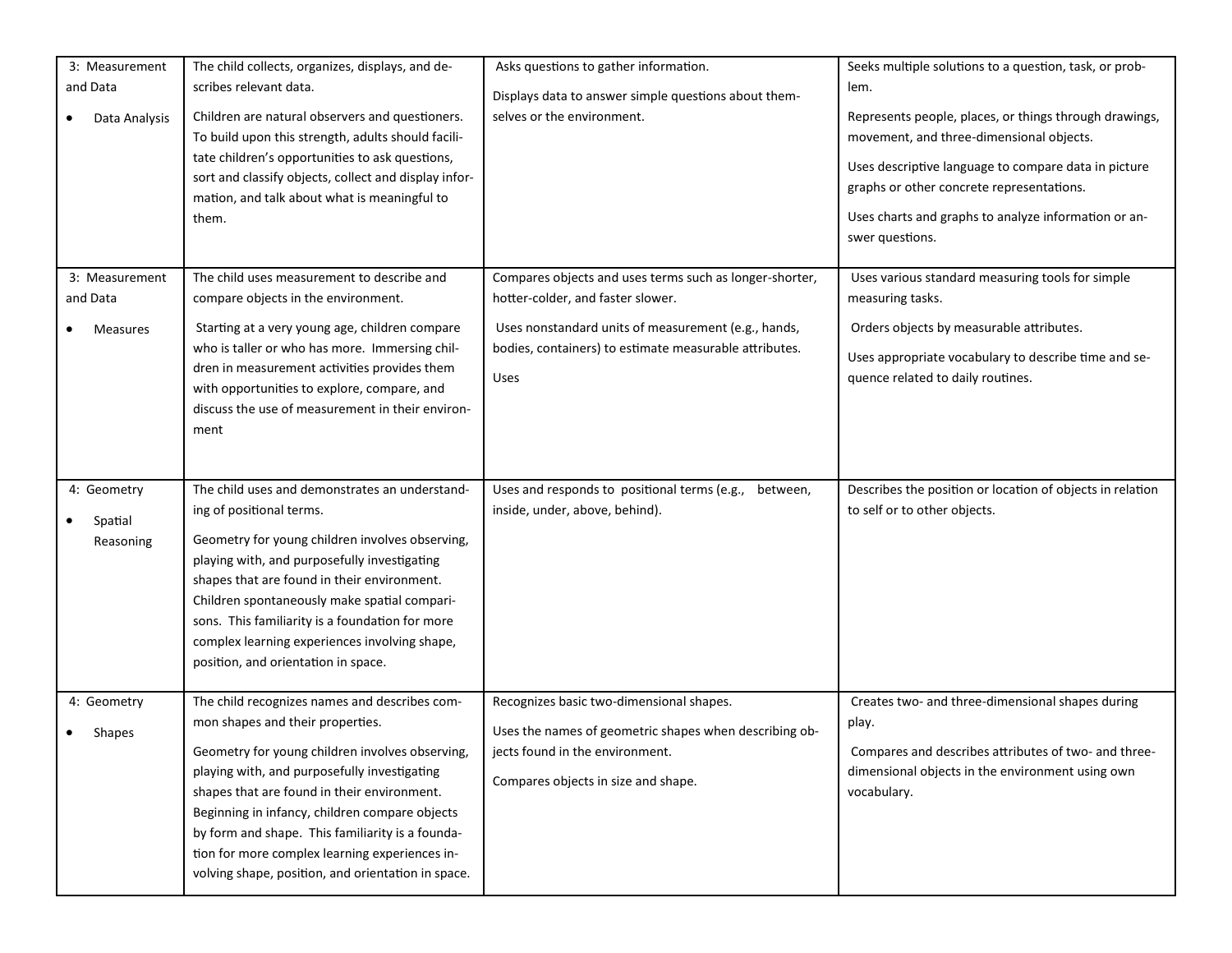| | | | |
|---|---|---|---|
| 3: Measurement and Data<br>• Data Analysis | The child collects, organizes, displays, and describes relevant data.<br>Children are natural observers and questioners. To build upon this strength, adults should facilitate children's opportunities to ask questions, sort and classify objects, collect and display information, and talk about what is meaningful to them. | Asks questions to gather information.<br>Displays data to answer simple questions about themselves or the environment. | Seeks multiple solutions to a question, task, or problem.<br>Represents people, places, or things through drawings, movement, and three-dimensional objects.<br>Uses descriptive language to compare data in picture graphs or other concrete representations.<br>Uses charts and graphs to analyze information or answer questions. |
| 3: Measurement and Data<br>• Measures | The child uses measurement to describe and compare objects in the environment.<br>Starting at a very young age, children compare who is taller or who has more. Immersing children in measurement activities provides them with opportunities to explore, compare, and discuss the use of measurement in their environment | Compares objects and uses terms such as longer-shorter, hotter-colder, and faster slower.<br>Uses nonstandard units of measurement (e.g., hands, bodies, containers) to estimate measurable attributes.<br>Uses | Uses various standard measuring tools for simple measuring tasks.<br>Orders objects by measurable attributes.<br>Uses appropriate vocabulary to describe time and sequence related to daily routines. |
| 4: Geometry<br>• Spatial Reasoning | The child uses and demonstrates an understanding of positional terms.<br>Geometry for young children involves observing, playing with, and purposefully investigating shapes that are found in their environment. Children spontaneously make spatial comparisons. This familiarity is a foundation for more complex learning experiences involving shape, position, and orientation in space. | Uses and responds to positional terms (e.g., between, inside, under, above, behind). | Describes the position or location of objects in relation to self or to other objects. |
| 4: Geometry<br>• Shapes | The child recognizes names and describes common shapes and their properties.<br>Geometry for young children involves observing, playing with, and purposefully investigating shapes that are found in their environment. Beginning in infancy, children compare objects by form and shape. This familiarity is a foundation for more complex learning experiences involving shape, position, and orientation in space. | Recognizes basic two-dimensional shapes.<br>Uses the names of geometric shapes when describing objects found in the environment.<br>Compares objects in size and shape. | Creates two- and three-dimensional shapes during play.<br>Compares and describes attributes of two- and three-dimensional objects in the environment using own vocabulary. |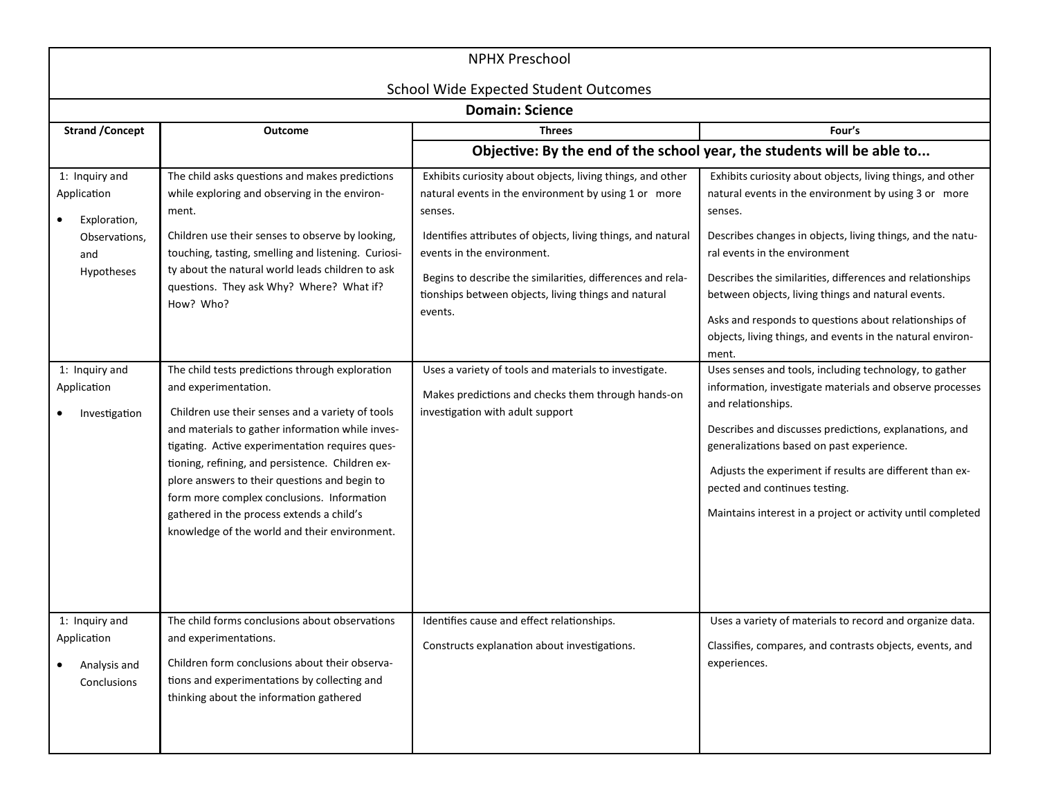NPHX Preschool

School Wide Expected Student Outcomes

**Domain: Science**

| Strand /Concept | Outcome | Threes | Four's |
|---|---|---|---|
| | | **Objective: By the end of the school year, the students will be able to...** | |
| 1: Inquiry and Application<br>• Exploration, Observations, and Hypotheses | The child asks questions and makes predictions while exploring and observing in the environment.<br>Children use their senses to observe by looking, touching, tasting, smelling and listening. Curiosity about the natural world leads children to ask questions. They ask Why? Where? What if? How? Who? | Exhibits curiosity about objects, living things, and other natural events in the environment by using 1 or more senses.<br>Identifies attributes of objects, living things, and natural events in the environment.<br>Begins to describe the similarities, differences and relationships between objects, living things and natural events. | Exhibits curiosity about objects, living things, and other natural events in the environment by using 3 or more senses.<br>Describes changes in objects, living things, and the natural events in the environment<br>Describes the similarities, differences and relationships between objects, living things and natural events.<br>Asks and responds to questions about relationships of objects, living things, and events in the natural environment. |
| 1: Inquiry and Application<br>• Investigation | The child tests predictions through exploration and experimentation.<br>Children use their senses and a variety of tools and materials to gather information while investigating. Active experimentation requires questioning, refining, and persistence. Children explore answers to their questions and begin to form more complex conclusions. Information gathered in the process extends a child's knowledge of the world and their environment. | Uses a variety of tools and materials to investigate.<br>Makes predictions and checks them through hands-on investigation with adult support | Uses senses and tools, including technology, to gather information, investigate materials and observe processes and relationships.<br>Describes and discusses predictions, explanations, and generalizations based on past experience.<br>Adjusts the experiment if results are different than expected and continues testing.<br>Maintains interest in a project or activity until completed |
| 1: Inquiry and Application<br>• Analysis and Conclusions | The child forms conclusions about observations and experimentations.<br>Children form conclusions about their observations and experimentations by collecting and thinking about the information gathered | Identifies cause and effect relationships.<br>Constructs explanation about investigations. | Uses a variety of materials to record and organize data.<br>Classifies, compares, and contrasts objects, events, and experiences. |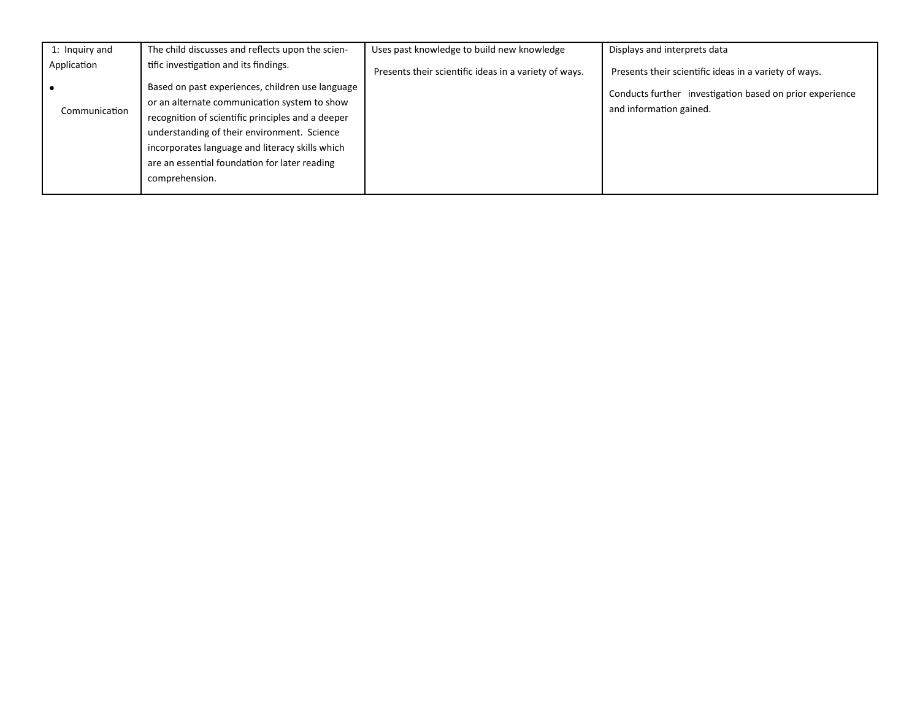| 1: Inquiry and Application<br>• Communication | The child discusses and reflects upon the scientific investigation and its findings.<br>Based on past experiences, children use language or an alternate communication system to show recognition of scientific principles and a deeper understanding of their environment. Science incorporates language and literacy skills which are an essential foundation for later reading comprehension. | Uses past knowledge to build new knowledge<br>Presents their scientific ideas in a variety of ways. | Displays and interprets data<br>Presents their scientific ideas in a variety of ways.<br>Conducts further investigation based on prior experience and information gained. |
|---|---|---|---|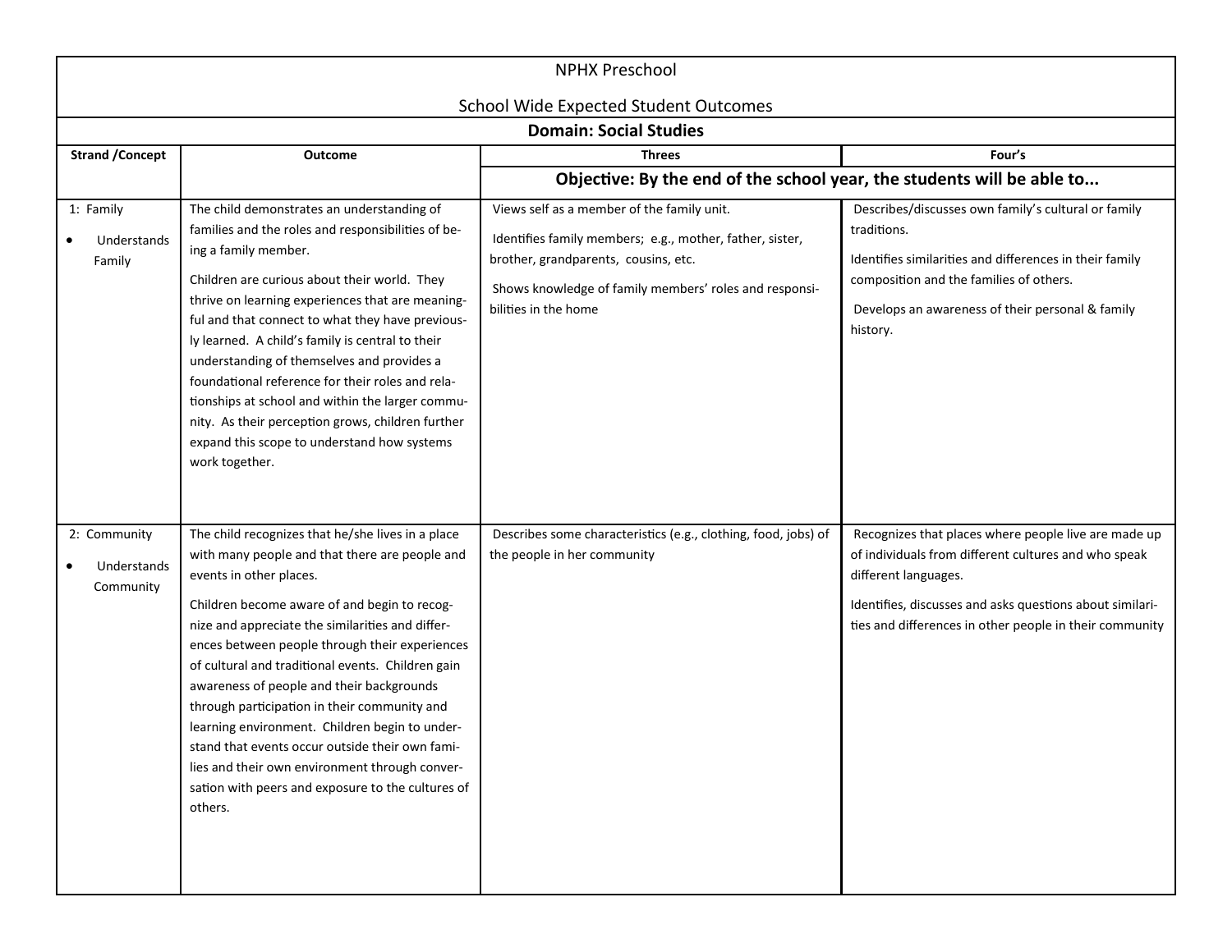NPHX Preschool

School Wide Expected Student Outcomes

**Domain: Social Studies**

| Strand /Concept | Outcome | Threes | Four's |
|---|---|---|---|
| | | **Objective: By the end of the school year, the students will be able to...** | |
| 1: Family<br>• Understands Family | The child demonstrates an understanding of families and the roles and responsibilities of being a family member.<br><br>Children are curious about their world. They thrive on learning experiences that are meaningful and that connect to what they have previously learned. A child's family is central to their understanding of themselves and provides a foundational reference for their roles and relationships at school and within the larger community. As their perception grows, children further expand this scope to understand how systems work together. | Views self as a member of the family unit.<br><br>Identifies family members; e.g., mother, father, sister, brother, grandparents, cousins, etc.<br><br>Shows knowledge of family members' roles and responsibilities in the home | Describes/discusses own family's cultural or family traditions.<br><br>Identifies similarities and differences in their family composition and the families of others.<br><br>Develops an awareness of their personal & family history. |
| 2: Community<br>• Understands Community | The child recognizes that he/she lives in a place with many people and that there are people and events in other places.<br><br>Children become aware of and begin to recognize and appreciate the similarities and differences between people through their experiences of cultural and traditional events. Children gain awareness of people and their backgrounds through participation in their community and learning environment. Children begin to understand that events occur outside their own families and their own environment through conversation with peers and exposure to the cultures of others. | Describes some characteristics (e.g., clothing, food, jobs) of the people in her community | Recognizes that places where people live are made up of individuals from different cultures and who speak different languages.<br><br>Identifies, discusses and asks questions about similarities and differences in other people in their community |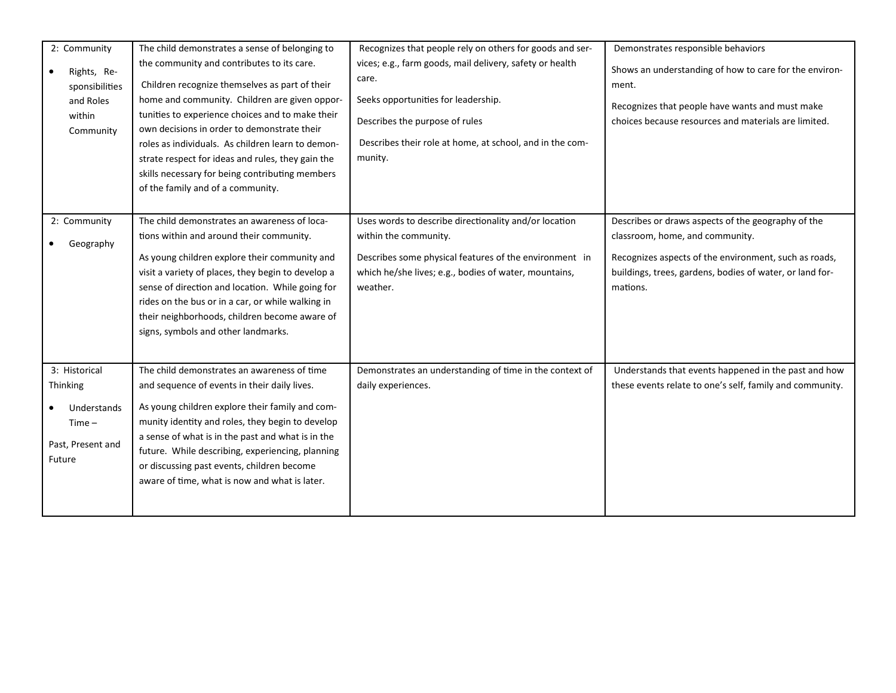| | | | |
|---|---|---|---|
| 2: Community<br>• Rights, Responsibilities and Roles within Community | The child demonstrates a sense of belonging to the community and contributes to its care.<br>Children recognize themselves as part of their home and community. Children are given opportunities to experience choices and to make their own decisions in order to demonstrate their roles as individuals. As children learn to demonstrate respect for ideas and rules, they gain the skills necessary for being contributing members of the family and of a community. | Recognizes that people rely on others for goods and services; e.g., farm goods, mail delivery, safety or health care.<br>Seeks opportunities for leadership.<br>Describes the purpose of rules<br>Describes their role at home, at school, and in the community. | Demonstrates responsible behaviors<br>Shows an understanding of how to care for the environment.<br>Recognizes that people have wants and must make choices because resources and materials are limited. |
| 2: Community<br>• Geography | The child demonstrates an awareness of locations within and around their community.<br>As young children explore their community and visit a variety of places, they begin to develop a sense of direction and location. While going for rides on the bus or in a car, or while walking in their neighborhoods, children become aware of signs, symbols and other landmarks. | Uses words to describe directionality and/or location within the community.<br>Describes some physical features of the environment in which he/she lives; e.g., bodies of water, mountains, weather. | Describes or draws aspects of the geography of the classroom, home, and community.<br>Recognizes aspects of the environment, such as roads, buildings, trees, gardens, bodies of water, or land formations. |
| 3: Historical Thinking<br>• Understands Time –<br>Past, Present and Future | The child demonstrates an awareness of time and sequence of events in their daily lives.<br>As young children explore their family and community identity and roles, they begin to develop a sense of what is in the past and what is in the future. While describing, experiencing, planning or discussing past events, children become aware of time, what is now and what is later. | Demonstrates an understanding of time in the context of daily experiences. | Understands that events happened in the past and how these events relate to one's self, family and community. |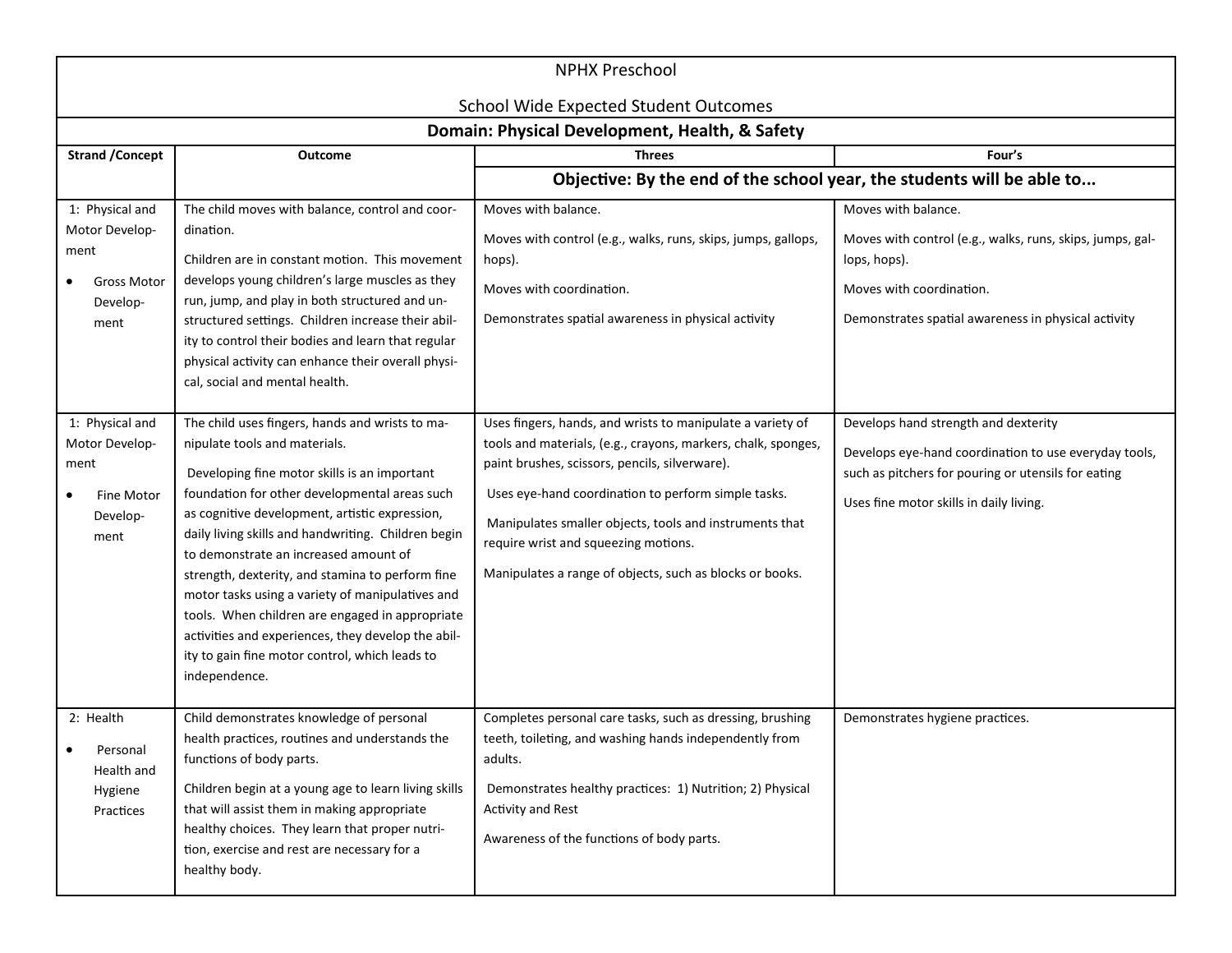NPHX Preschool

School Wide Expected Student Outcomes

| Domain: Physical Development, Health, & Safety | | | |
|---|---|---|---|
| **Strand /Concept** | **Outcome** | **Threes** | **Four's** |
| | | **Objective: By the end of the school year, the students will be able to...** | |
| 1: Physical and Motor Development<br>• Gross Motor Development | The child moves with balance, control and coordination.<br><br>Children are in constant motion. This movement develops young children's large muscles as they run, jump, and play in both structured and unstructured settings. Children increase their ability to control their bodies and learn that regular physical activity can enhance their overall physical, social and mental health. | Moves with balance.<br><br>Moves with control (e.g., walks, runs, skips, jumps, gallops, hops).<br><br>Moves with coordination.<br><br>Demonstrates spatial awareness in physical activity | Moves with balance.<br><br>Moves with control (e.g., walks, runs, skips, jumps, gallops, hops).<br><br>Moves with coordination.<br><br>Demonstrates spatial awareness in physical activity |
| 1: Physical and Motor Development<br>• Fine Motor Development | The child uses fingers, hands and wrists to manipulate tools and materials.<br><br>Developing fine motor skills is an important foundation for other developmental areas such as cognitive development, artistic expression, daily living skills and handwriting. Children begin to demonstrate an increased amount of strength, dexterity, and stamina to perform fine motor tasks using a variety of manipulatives and tools. When children are engaged in appropriate activities and experiences, they develop the ability to gain fine motor control, which leads to independence. | Uses fingers, hands, and wrists to manipulate a variety of tools and materials, (e.g., crayons, markers, chalk, sponges, paint brushes, scissors, pencils, silverware).<br><br>Uses eye-hand coordination to perform simple tasks.<br><br>Manipulates smaller objects, tools and instruments that require wrist and squeezing motions.<br><br>Manipulates a range of objects, such as blocks or books. | Develops hand strength and dexterity<br><br>Develops eye-hand coordination to use everyday tools, such as pitchers for pouring or utensils for eating<br><br>Uses fine motor skills in daily living. |
| 2: Health<br>• Personal Health and Hygiene Practices | Child demonstrates knowledge of personal health practices, routines and understands the functions of body parts.<br><br>Children begin at a young age to learn living skills that will assist them in making appropriate healthy choices. They learn that proper nutrition, exercise and rest are necessary for a healthy body. | Completes personal care tasks, such as dressing, brushing teeth, toileting, and washing hands independently from adults.<br><br>Demonstrates healthy practices: 1) Nutrition; 2) Physical Activity and Rest<br><br>Awareness of the functions of body parts. | Demonstrates hygiene practices. |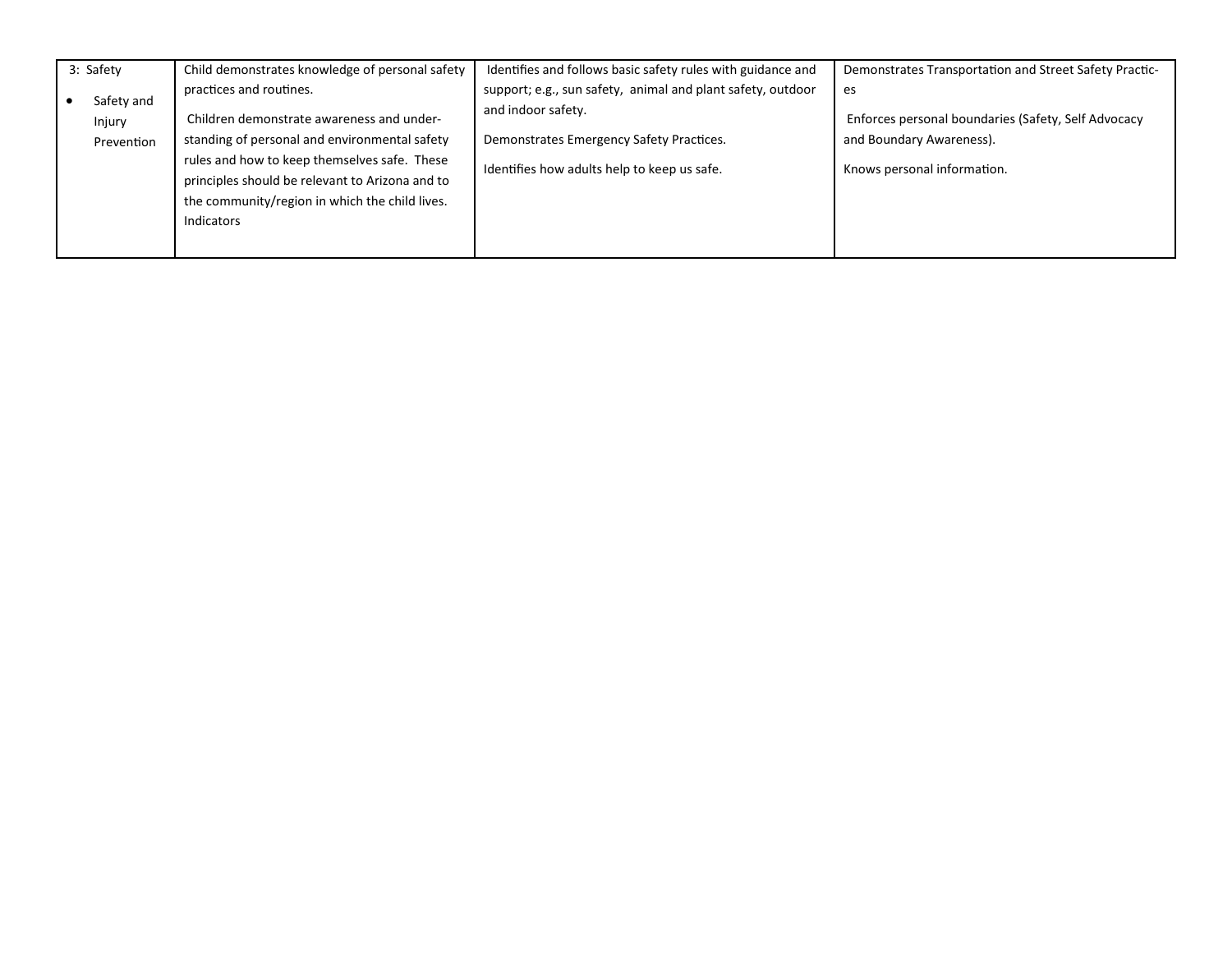| 3: Safety<br>• Safety and Injury Prevention | Child demonstrates knowledge of personal safety practices and routines.<br>Children demonstrate awareness and understanding of personal and environmental safety rules and how to keep themselves safe. These principles should be relevant to Arizona and to the community/region in which the child lives. Indicators | Identifies and follows basic safety rules with guidance and support; e.g., sun safety, animal and plant safety, outdoor and indoor safety.<br>Demonstrates Emergency Safety Practices.<br>Identifies how adults help to keep us safe. | Demonstrates Transportation and Street Safety Practices<br>Enforces personal boundaries (Safety, Self Advocacy and Boundary Awareness).<br>Knows personal information. |
|---|---|---|---|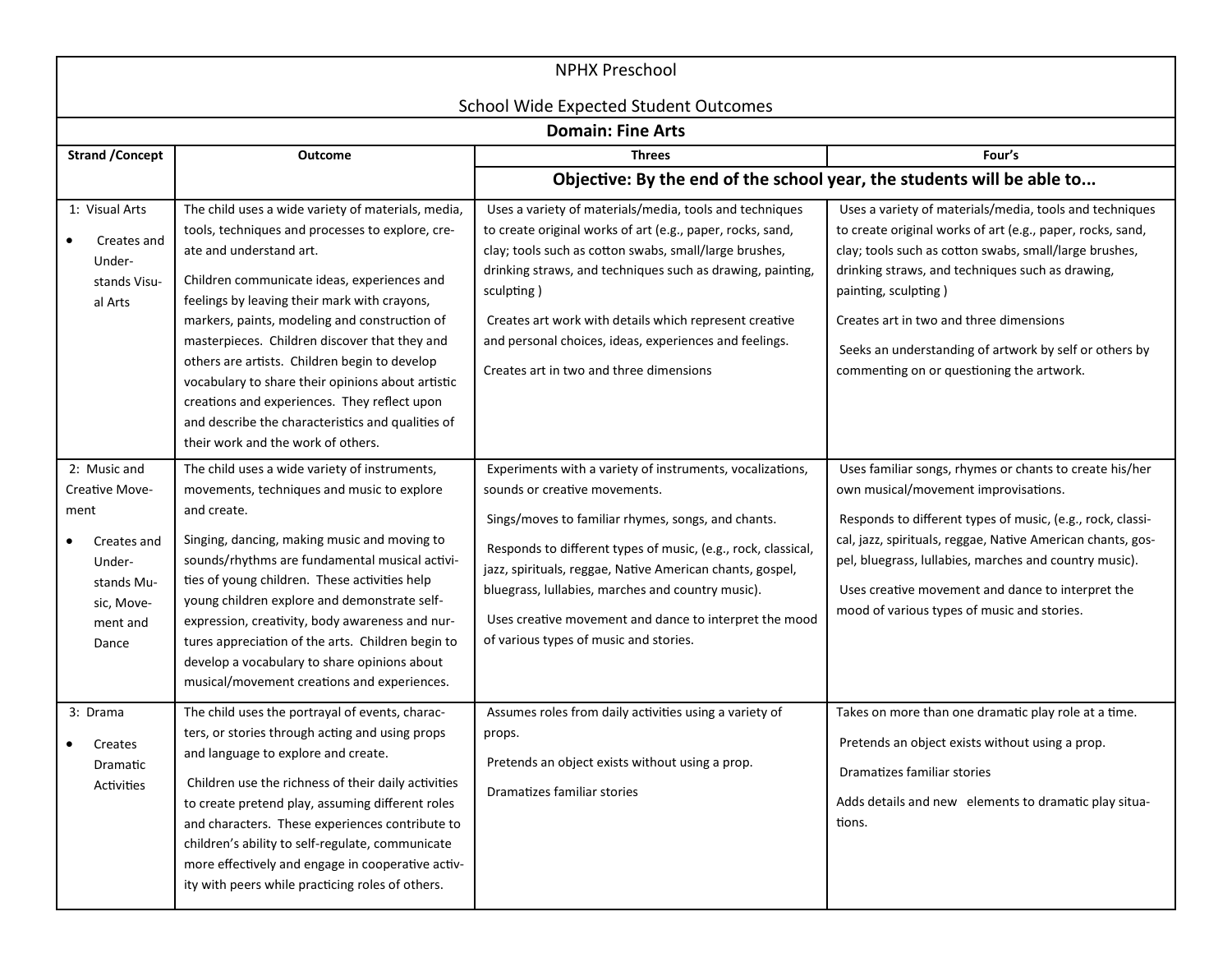NPHX Preschool

School Wide Expected Student Outcomes

| Domain: Fine Arts | | | |
|---|---|---|---|
| **Strand /Concept** | **Outcome** | **Threes** | **Four's** |
| | | **Objective: By the end of the school year, the students will be able to...** | |
| 1: Visual Arts<br><br>• Creates and Understands Visual Arts | The child uses a wide variety of materials, media, tools, techniques and processes to explore, create and understand art.<br><br>Children communicate ideas, experiences and feelings by leaving their mark with crayons, markers, paints, modeling and construction of masterpieces. Children discover that they and others are artists. Children begin to develop vocabulary to share their opinions about artistic creations and experiences. They reflect upon and describe the characteristics and qualities of their work and the work of others. | Uses a variety of materials/media, tools and techniques to create original works of art (e.g., paper, rocks, sand, clay; tools such as cotton swabs, small/large brushes, drinking straws, and techniques such as drawing, painting, sculpting )<br><br>Creates art work with details which represent creative and personal choices, ideas, experiences and feelings.<br><br>Creates art in two and three dimensions | Uses a variety of materials/media, tools and techniques to create original works of art (e.g., paper, rocks, sand, clay; tools such as cotton swabs, small/large brushes, drinking straws, and techniques such as drawing, painting, sculpting )<br><br>Creates art in two and three dimensions<br><br>Seeks an understanding of artwork by self or others by commenting on or questioning the artwork. |
| 2: Music and Creative Movement<br><br>• Creates and Understands Music, Movement and Dance | The child uses a wide variety of instruments, movements, techniques and music to explore and create.<br><br>Singing, dancing, making music and moving to sounds/rhythms are fundamental musical activities of young children. These activities help young children explore and demonstrate self-expression, creativity, body awareness and nurtures appreciation of the arts. Children begin to develop a vocabulary to share opinions about musical/movement creations and experiences. | Experiments with a variety of instruments, vocalizations, sounds or creative movements.<br><br>Sings/moves to familiar rhymes, songs, and chants.<br><br>Responds to different types of music, (e.g., rock, classical, jazz, spirituals, reggae, Native American chants, gospel, bluegrass, lullabies, marches and country music).<br><br>Uses creative movement and dance to interpret the mood of various types of music and stories. | Uses familiar songs, rhymes or chants to create his/her own musical/movement improvisations.<br><br>Responds to different types of music, (e.g., rock, classical, jazz, spirituals, reggae, Native American chants, gospel, bluegrass, lullabies, marches and country music).<br><br>Uses creative movement and dance to interpret the mood of various types of music and stories. |
| 3: Drama<br><br>• Creates Dramatic Activities | The child uses the portrayal of events, characters, or stories through acting and using props and language to explore and create.<br><br>Children use the richness of their daily activities to create pretend play, assuming different roles and characters. These experiences contribute to children's ability to self-regulate, communicate more effectively and engage in cooperative activity with peers while practicing roles of others. | Assumes roles from daily activities using a variety of props.<br><br>Pretends an object exists without using a prop.<br><br>Dramatizes familiar stories | Takes on more than one dramatic play role at a time.<br><br>Pretends an object exists without using a prop.<br><br>Dramatizes familiar stories<br><br>Adds details and new elements to dramatic play situations. |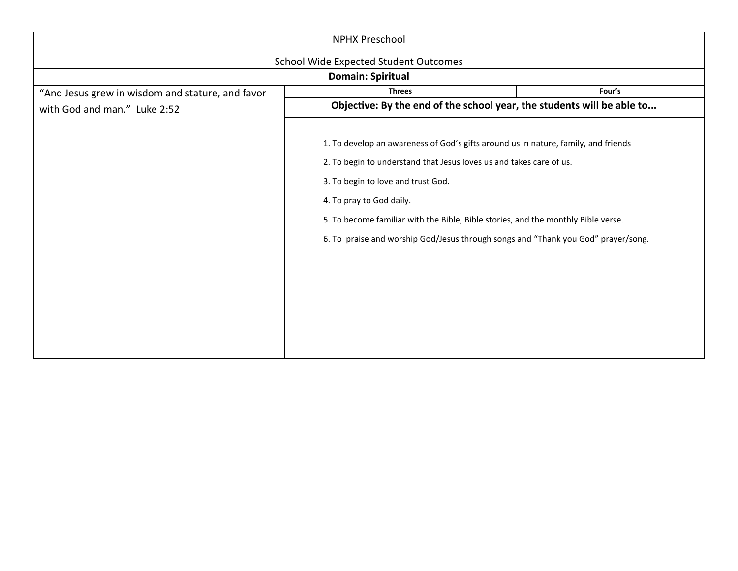NPHX Preschool

School Wide Expected Student Outcomes

| Domain: Spiritual | | |
|---|---|---|
| "And Jesus grew in wisdom and stature, and favor with God and man." Luke 2:52 | **Threes** | **Four's** |
| | **Objective: By the end of the school year, the students will be able to...** | |
| | 1. To develop an awareness of God's gifts around us in nature, family, and friends<br>2. To begin to understand that Jesus loves us and takes care of us.<br>3. To begin to love and trust God.<br>4. To pray to God daily.<br>5. To become familiar with the Bible, Bible stories, and the monthly Bible verse.<br>6. To praise and worship God/Jesus through songs and "Thank you God" prayer/song. | |